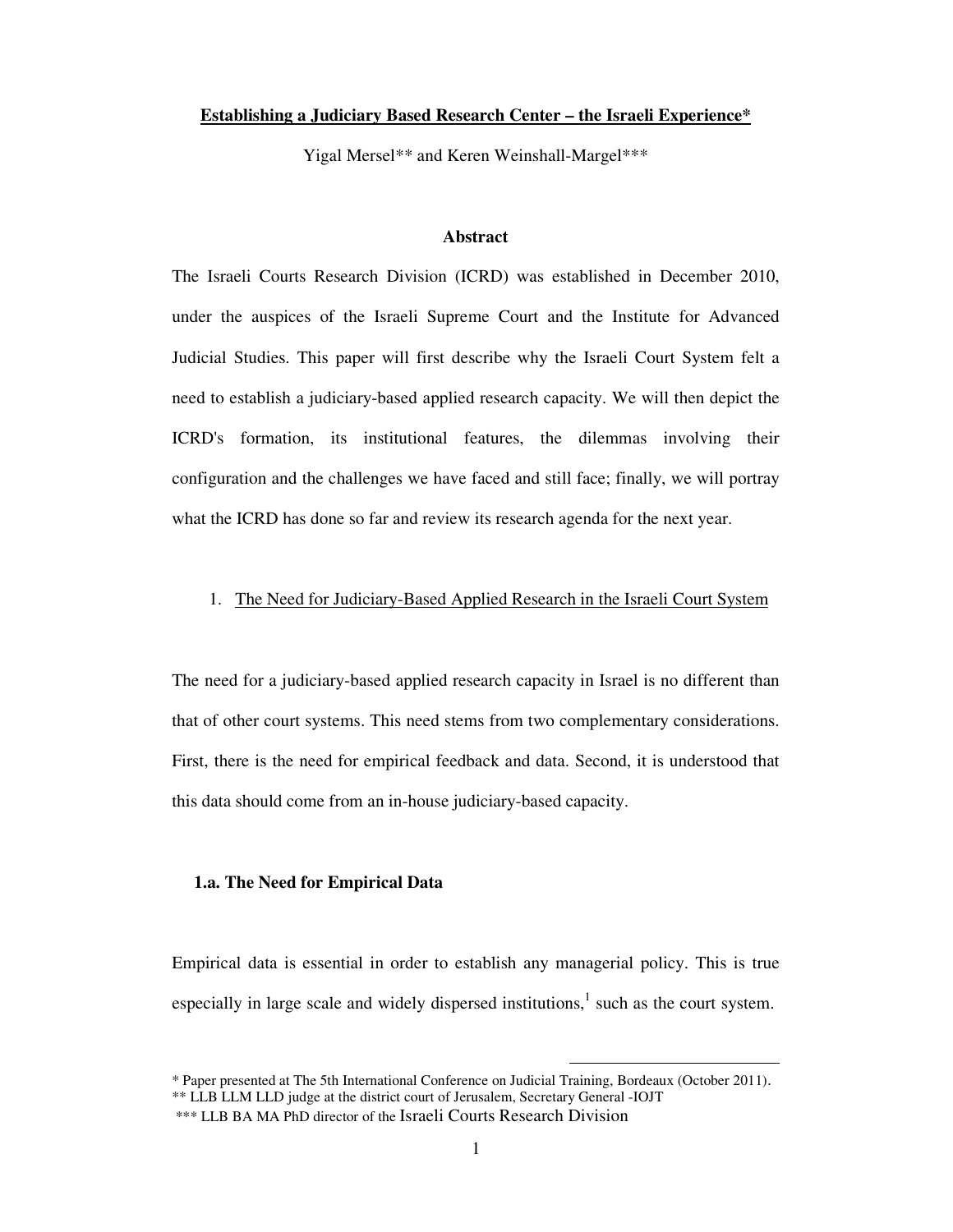# Establishing a Judiciary Based Research Center – the Israeli Experience*

Yigal Mersel** and Keren Weinshall-Margel***

### Abstract

The Israeli Courts Research Division (ICRD) was established in December 2010, under the auspices of the Israeli Supreme Court and the Institute for Advanced Judicial Studies. This paper will first describe why the Israeli Court System felt a need to establish a judiciary-based applied research capacity. We will then depict the ICRD's formation, its institutional features, the dilemmas involving their configuration and the challenges we have faced and still face; finally, we will portray what the ICRD has done so far and review its research agenda for the next year.

## 1. The Need for Judiciary-Based Applied Research in the Israeli Court System

The need for a judiciary-based applied research capacity in Israel is no different than that of other court systems. This need stems from two complementary considerations. First, there is the need for empirical feedback and data. Second, it is understood that this data should come from an in-house judiciary-based capacity.

### 1.a. The Need for Empirical Data

Empirical data is essential in order to establish any managerial policy. This is true especially in large scale and widely dispersed institutions,[1] such as the court system.

---

\* Paper presented at The 5th International Conference on Judicial Training, Bordeaux (October 2011).

\** LLB LLM LLD judge at the district court of Jerusalem, Secretary General -IOJT

\*** LLB BA MA PhD director of the Israeli Courts Research Division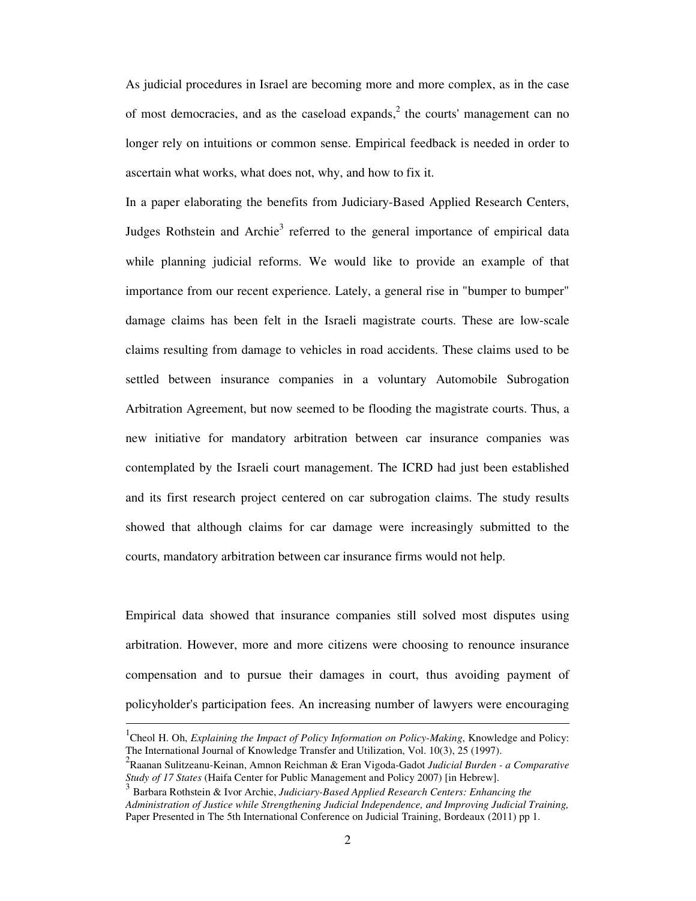As judicial procedures in Israel are becoming more and more complex, as in the case of most democracies, and as the caseload expands,[2] the courts' management can no longer rely on intuitions or common sense. Empirical feedback is needed in order to ascertain what works, what does not, why, and how to fix it.

In a paper elaborating the benefits from Judiciary-Based Applied Research Centers, Judges Rothstein and Archie[3] referred to the general importance of empirical data while planning judicial reforms. We would like to provide an example of that importance from our recent experience. Lately, a general rise in "bumper to bumper" damage claims has been felt in the Israeli magistrate courts. These are low-scale claims resulting from damage to vehicles in road accidents. These claims used to be settled between insurance companies in a voluntary Automobile Subrogation Arbitration Agreement, but now seemed to be flooding the magistrate courts. Thus, a new initiative for mandatory arbitration between car insurance companies was contemplated by the Israeli court management. The ICRD had just been established and its first research project centered on car subrogation claims. The study results showed that although claims for car damage were increasingly submitted to the courts, mandatory arbitration between car insurance firms would not help.

Empirical data showed that insurance companies still solved most disputes using arbitration. However, more and more citizens were choosing to renounce insurance compensation and to pursue their damages in court, thus avoiding payment of policyholder's participation fees. An increasing number of lawyers were encouraging

---

[1] Cheol H. Oh, *Explaining the Impact of Policy Information on Policy-Making*, Knowledge and Policy: The International Journal of Knowledge Transfer and Utilization, Vol. 10(3), 25 (1997).

[2] Raanan Sulitzeanu-Keinan, Amnon Reichman & Eran Vigoda-Gadot *Judicial Burden - a Comparative Study of 17 States* (Haifa Center for Public Management and Policy 2007) [in Hebrew].

[3] Barbara Rothstein & Ivor Archie, *Judiciary-Based Applied Research Centers: Enhancing the Administration of Justice while Strengthening Judicial Independence, and Improving Judicial Training,* Paper Presented in The 5th International Conference on Judicial Training, Bordeaux (2011) pp 1.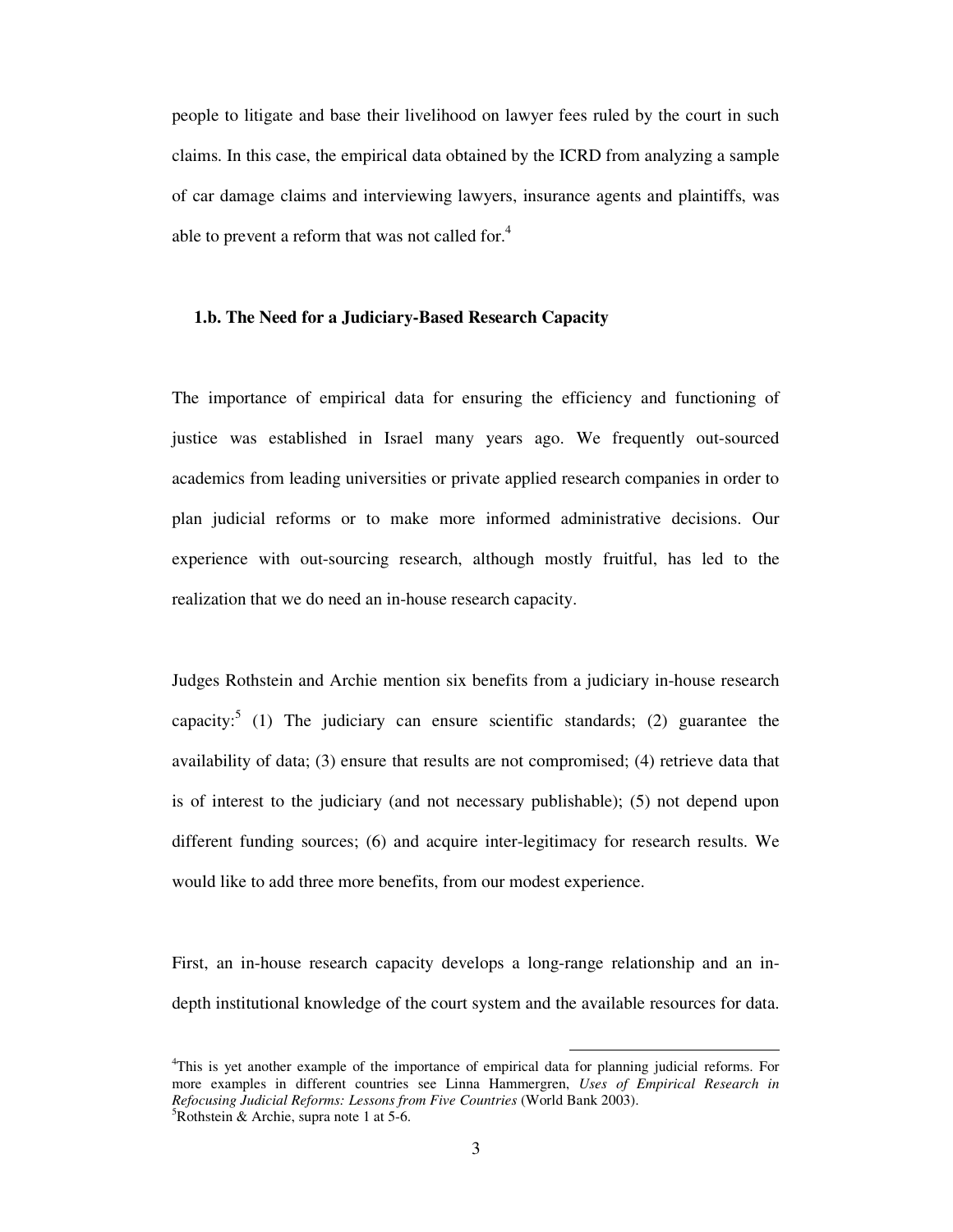people to litigate and base their livelihood on lawyer fees ruled by the court in such claims. In this case, the empirical data obtained by the ICRD from analyzing a sample of car damage claims and interviewing lawyers, insurance agents and plaintiffs, was able to prevent a reform that was not called for.[4]

### 1.b. The Need for a Judiciary-Based Research Capacity

The importance of empirical data for ensuring the efficiency and functioning of justice was established in Israel many years ago. We frequently out-sourced academics from leading universities or private applied research companies in order to plan judicial reforms or to make more informed administrative decisions. Our experience with out-sourcing research, although mostly fruitful, has led to the realization that we do need an in-house research capacity.

Judges Rothstein and Archie mention six benefits from a judiciary in-house research capacity:[5] (1) The judiciary can ensure scientific standards; (2) guarantee the availability of data; (3) ensure that results are not compromised; (4) retrieve data that is of interest to the judiciary (and not necessary publishable); (5) not depend upon different funding sources; (6) and acquire inter-legitimacy for research results. We would like to add three more benefits, from our modest experience.

First, an in-house research capacity develops a long-range relationship and an in-depth institutional knowledge of the court system and the available resources for data.

---

[4]This is yet another example of the importance of empirical data for planning judicial reforms. For more examples in different countries see Linna Hammergren, *Uses of Empirical Research in Refocusing Judicial Reforms: Lessons from Five Countries* (World Bank 2003).

[5]Rothstein & Archie, supra note 1 at 5-6.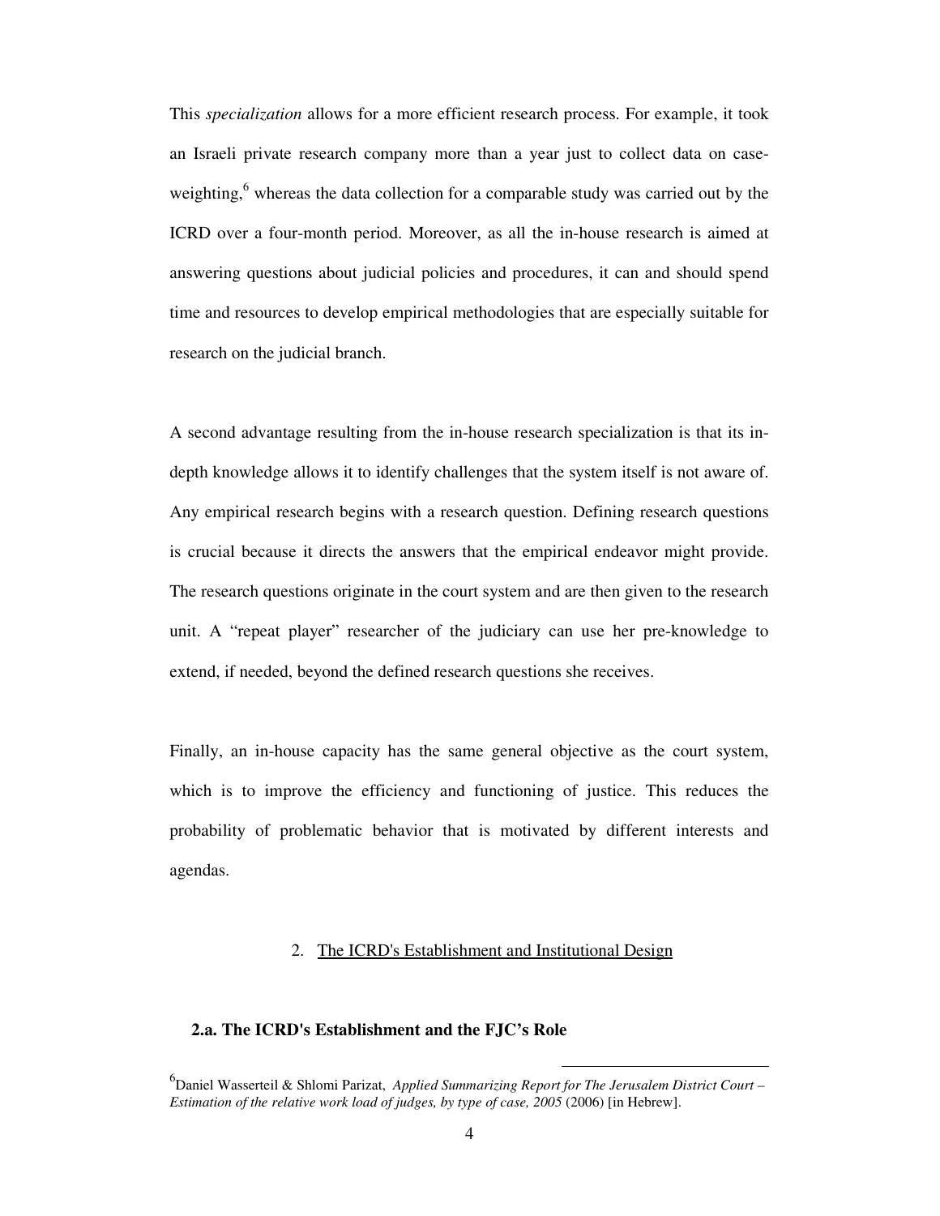This *specialization* allows for a more efficient research process. For example, it took an Israeli private research company more than a year just to collect data on case-weighting,[6] whereas the data collection for a comparable study was carried out by the ICRD over a four-month period. Moreover, as all the in-house research is aimed at answering questions about judicial policies and procedures, it can and should spend time and resources to develop empirical methodologies that are especially suitable for research on the judicial branch.

A second advantage resulting from the in-house research specialization is that its in-depth knowledge allows it to identify challenges that the system itself is not aware of. Any empirical research begins with a research question. Defining research questions is crucial because it directs the answers that the empirical endeavor might provide. The research questions originate in the court system and are then given to the research unit. A "repeat player" researcher of the judiciary can use her pre-knowledge to extend, if needed, beyond the defined research questions she receives.

Finally, an in-house capacity has the same general objective as the court system, which is to improve the efficiency and functioning of justice. This reduces the probability of problematic behavior that is motivated by different interests and agendas.

## 2. The ICRD's Establishment and Institutional Design

### 2.a. The ICRD's Establishment and the FJC's Role

[6] Daniel Wasserteil & Shlomi Parizat, *Applied Summarizing Report for The Jerusalem District Court – Estimation of the relative work load of judges, by type of case, 2005* (2006) [in Hebrew].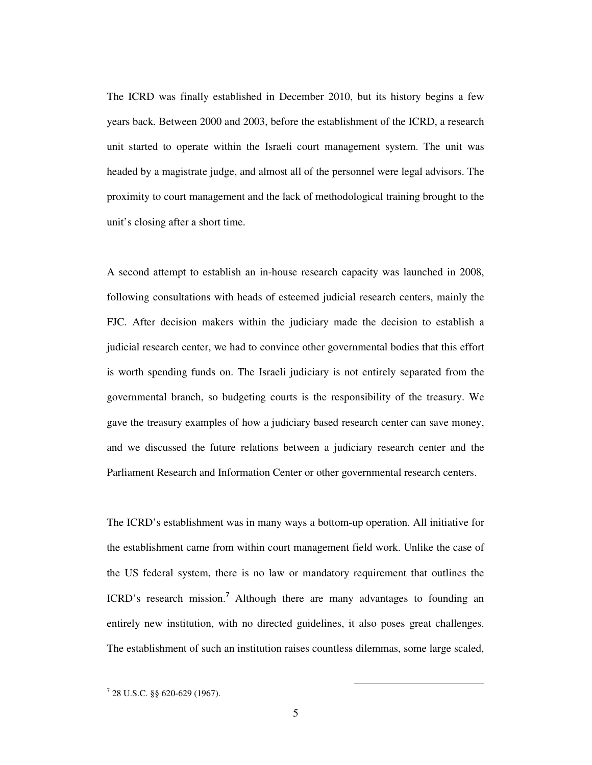The ICRD was finally established in December 2010, but its history begins a few years back. Between 2000 and 2003, before the establishment of the ICRD, a research unit started to operate within the Israeli court management system. The unit was headed by a magistrate judge, and almost all of the personnel were legal advisors. The proximity to court management and the lack of methodological training brought to the unit's closing after a short time.

A second attempt to establish an in-house research capacity was launched in 2008, following consultations with heads of esteemed judicial research centers, mainly the FJC. After decision makers within the judiciary made the decision to establish a judicial research center, we had to convince other governmental bodies that this effort is worth spending funds on. The Israeli judiciary is not entirely separated from the governmental branch, so budgeting courts is the responsibility of the treasury. We gave the treasury examples of how a judiciary based research center can save money, and we discussed the future relations between a judiciary research center and the Parliament Research and Information Center or other governmental research centers.

The ICRD's establishment was in many ways a bottom-up operation. All initiative for the establishment came from within court management field work. Unlike the case of the US federal system, there is no law or mandatory requirement that outlines the ICRD's research mission.[7] Although there are many advantages to founding an entirely new institution, with no directed guidelines, it also poses great challenges. The establishment of such an institution raises countless dilemmas, some large scaled,

[7] 28 U.S.C. §§ 620-629 (1967).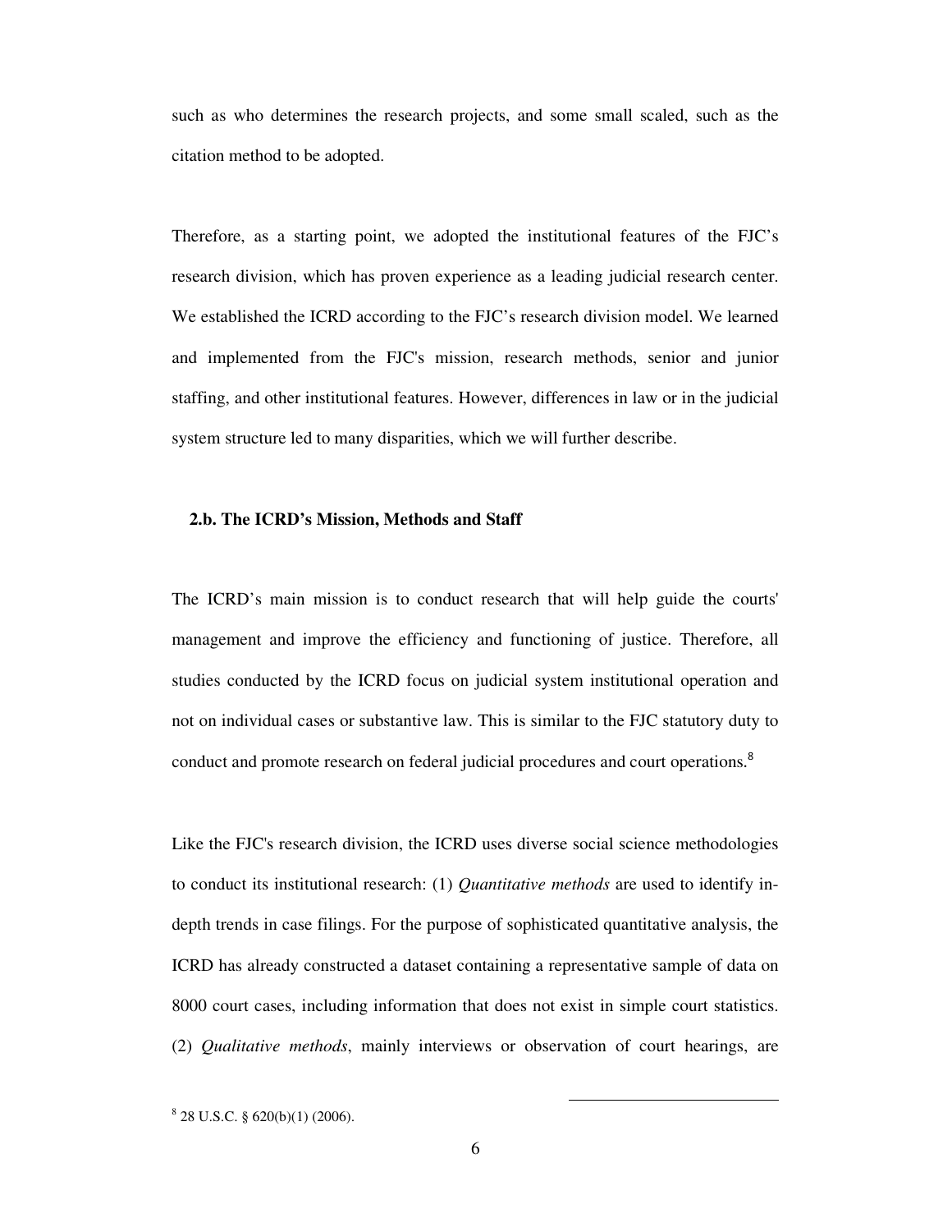such as who determines the research projects, and some small scaled, such as the citation method to be adopted.

Therefore, as a starting point, we adopted the institutional features of the FJC's research division, which has proven experience as a leading judicial research center. We established the ICRD according to the FJC's research division model. We learned and implemented from the FJC's mission, research methods, senior and junior staffing, and other institutional features. However, differences in law or in the judicial system structure led to many disparities, which we will further describe.

### 2.b. The ICRD's Mission, Methods and Staff

The ICRD's main mission is to conduct research that will help guide the courts' management and improve the efficiency and functioning of justice. Therefore, all studies conducted by the ICRD focus on judicial system institutional operation and not on individual cases or substantive law. This is similar to the FJC statutory duty to conduct and promote research on federal judicial procedures and court operations.[8]

Like the FJC's research division, the ICRD uses diverse social science methodologies to conduct its institutional research: (1) *Quantitative methods* are used to identify in-depth trends in case filings. For the purpose of sophisticated quantitative analysis, the ICRD has already constructed a dataset containing a representative sample of data on 8000 court cases, including information that does not exist in simple court statistics. (2) *Qualitative methods*, mainly interviews or observation of court hearings, are

[8] 28 U.S.C. § 620(b)(1) (2006).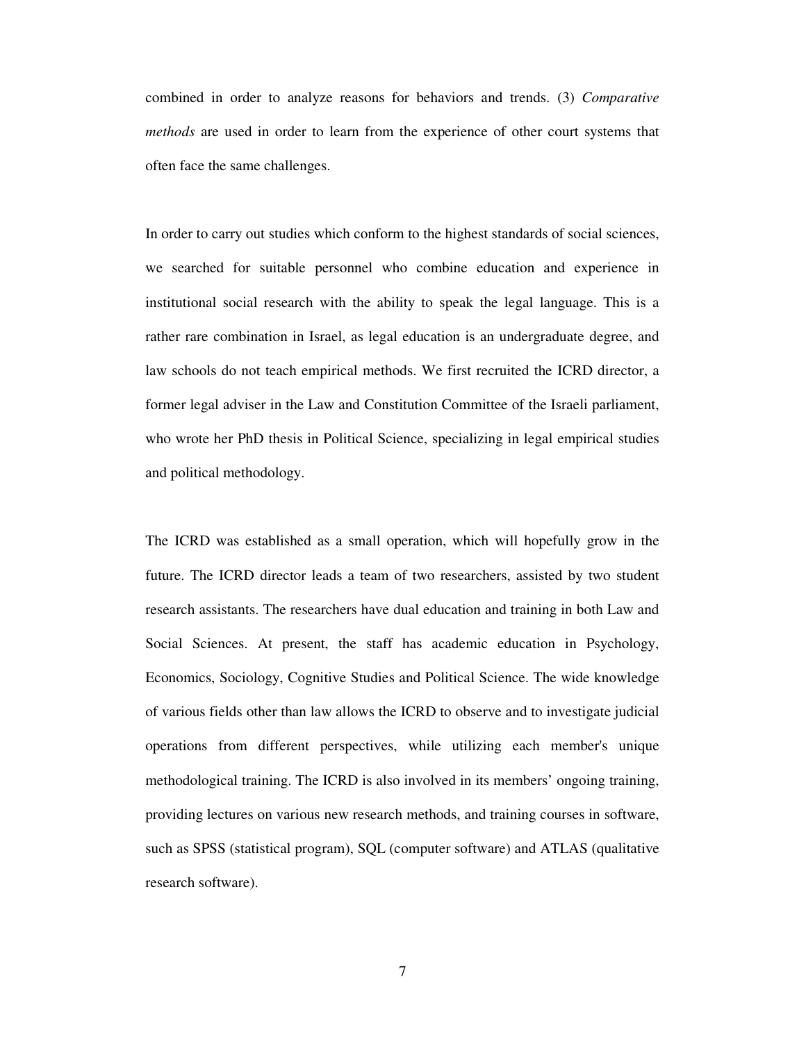combined in order to analyze reasons for behaviors and trends. (3) *Comparative methods* are used in order to learn from the experience of other court systems that often face the same challenges.

In order to carry out studies which conform to the highest standards of social sciences, we searched for suitable personnel who combine education and experience in institutional social research with the ability to speak the legal language. This is a rather rare combination in Israel, as legal education is an undergraduate degree, and law schools do not teach empirical methods. We first recruited the ICRD director, a former legal adviser in the Law and Constitution Committee of the Israeli parliament, who wrote her PhD thesis in Political Science, specializing in legal empirical studies and political methodology.

The ICRD was established as a small operation, which will hopefully grow in the future. The ICRD director leads a team of two researchers, assisted by two student research assistants. The researchers have dual education and training in both Law and Social Sciences. At present, the staff has academic education in Psychology, Economics, Sociology, Cognitive Studies and Political Science. The wide knowledge of various fields other than law allows the ICRD to observe and to investigate judicial operations from different perspectives, while utilizing each member's unique methodological training. The ICRD is also involved in its members' ongoing training, providing lectures on various new research methods, and training courses in software, such as SPSS (statistical program), SQL (computer software) and ATLAS (qualitative research software).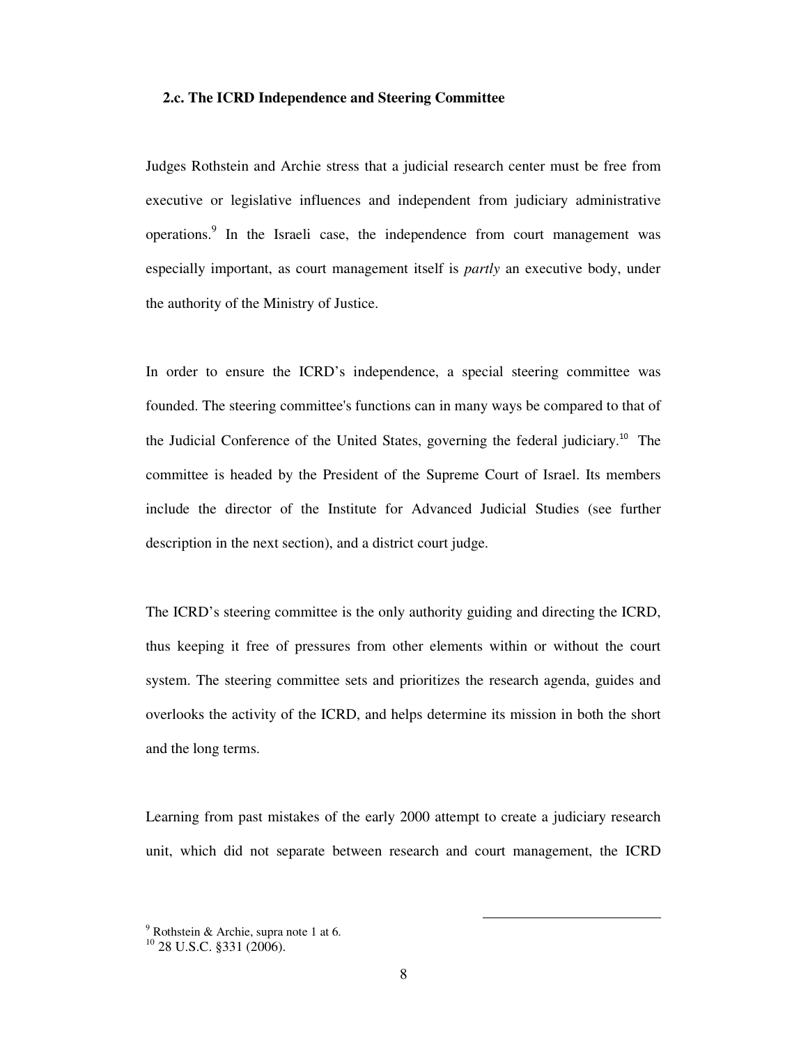### 2.c. The ICRD Independence and Steering Committee

Judges Rothstein and Archie stress that a judicial research center must be free from executive or legislative influences and independent from judiciary administrative operations.[9] In the Israeli case, the independence from court management was especially important, as court management itself is *partly* an executive body, under the authority of the Ministry of Justice.

In order to ensure the ICRD's independence, a special steering committee was founded. The steering committee's functions can in many ways be compared to that of the Judicial Conference of the United States, governing the federal judiciary.[10] The committee is headed by the President of the Supreme Court of Israel. Its members include the director of the Institute for Advanced Judicial Studies (see further description in the next section), and a district court judge.

The ICRD's steering committee is the only authority guiding and directing the ICRD, thus keeping it free of pressures from other elements within or without the court system. The steering committee sets and prioritizes the research agenda, guides and overlooks the activity of the ICRD, and helps determine its mission in both the short and the long terms.

Learning from past mistakes of the early 2000 attempt to create a judiciary research unit, which did not separate between research and court management, the ICRD

---

[9] Rothstein & Archie, supra note 1 at 6.

[10] 28 U.S.C. §331 (2006).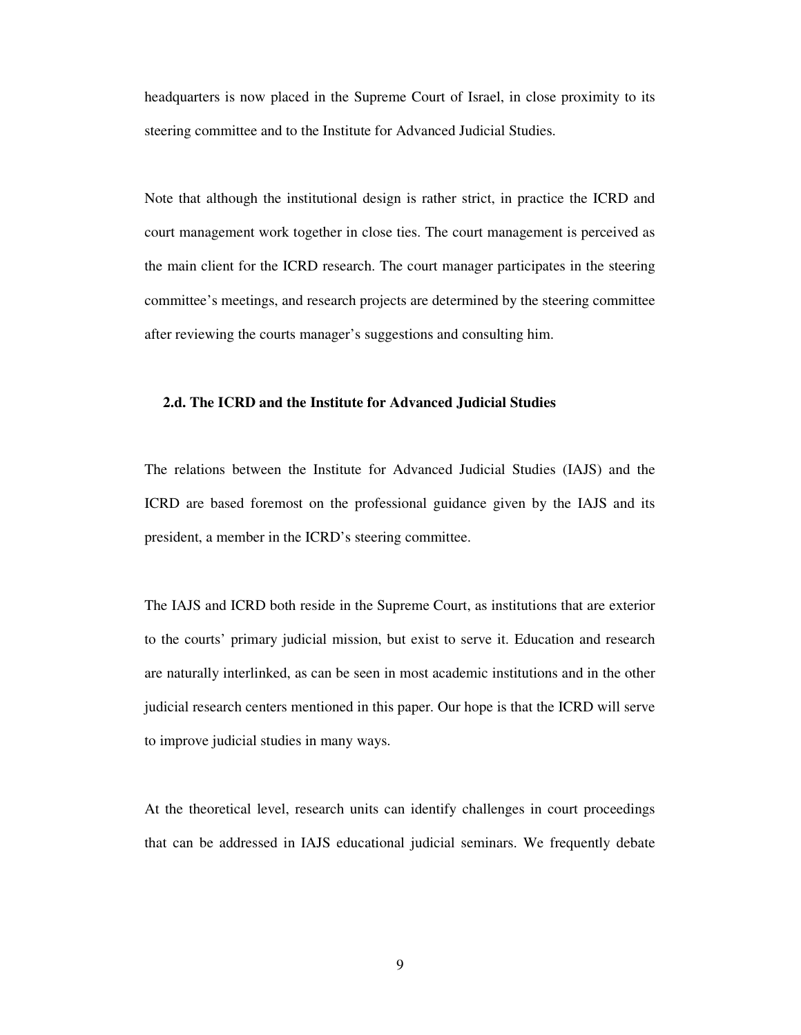headquarters is now placed in the Supreme Court of Israel, in close proximity to its steering committee and to the Institute for Advanced Judicial Studies.

Note that although the institutional design is rather strict, in practice the ICRD and court management work together in close ties. The court management is perceived as the main client for the ICRD research. The court manager participates in the steering committee's meetings, and research projects are determined by the steering committee after reviewing the courts manager's suggestions and consulting him.

### 2.d. The ICRD and the Institute for Advanced Judicial Studies

The relations between the Institute for Advanced Judicial Studies (IAJS) and the ICRD are based foremost on the professional guidance given by the IAJS and its president, a member in the ICRD's steering committee.

The IAJS and ICRD both reside in the Supreme Court, as institutions that are exterior to the courts' primary judicial mission, but exist to serve it. Education and research are naturally interlinked, as can be seen in most academic institutions and in the other judicial research centers mentioned in this paper. Our hope is that the ICRD will serve to improve judicial studies in many ways.

At the theoretical level, research units can identify challenges in court proceedings that can be addressed in IAJS educational judicial seminars. We frequently debate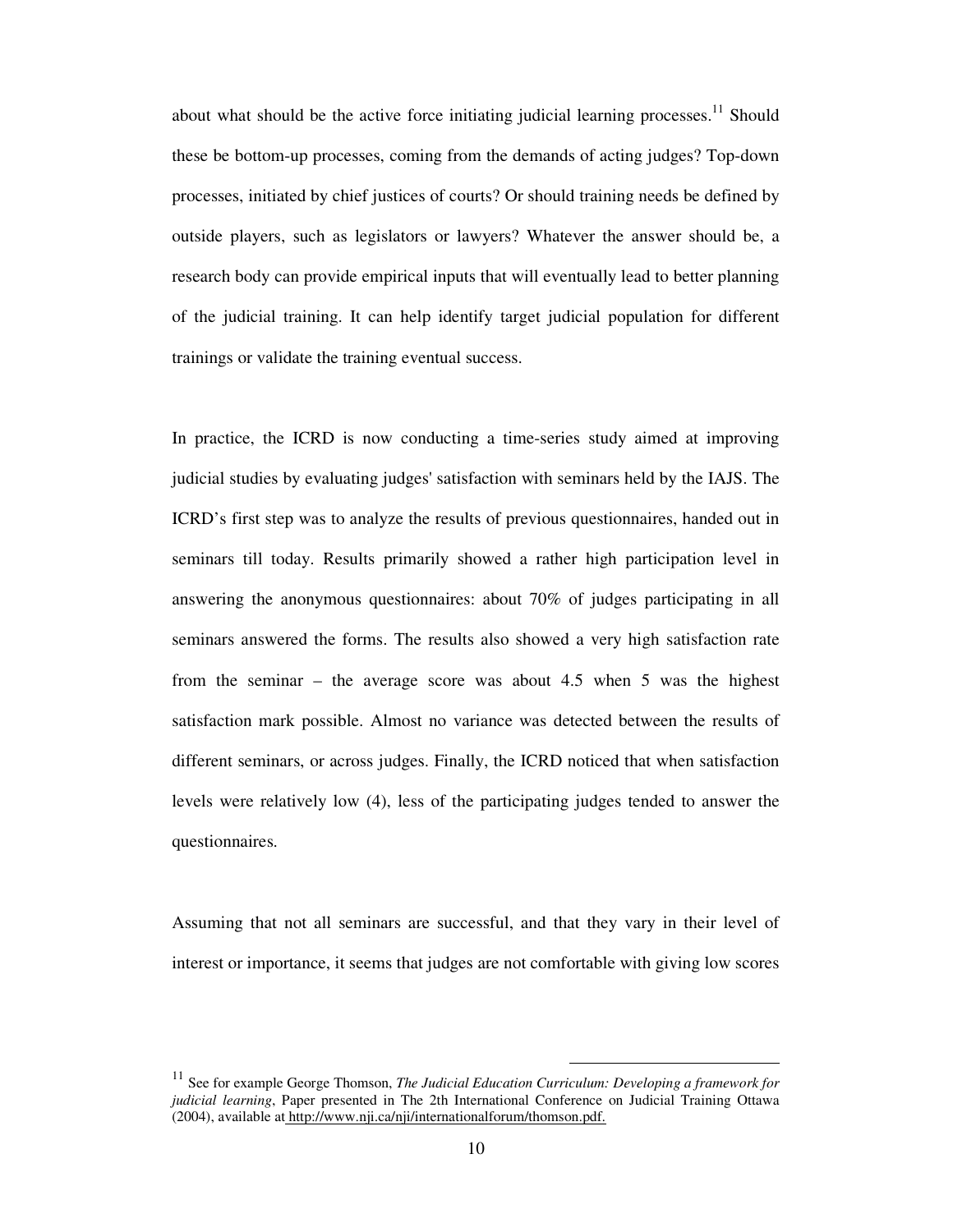about what should be the active force initiating judicial learning processes.[11] Should these be bottom-up processes, coming from the demands of acting judges? Top-down processes, initiated by chief justices of courts? Or should training needs be defined by outside players, such as legislators or lawyers? Whatever the answer should be, a research body can provide empirical inputs that will eventually lead to better planning of the judicial training. It can help identify target judicial population for different trainings or validate the training eventual success.

In practice, the ICRD is now conducting a time-series study aimed at improving judicial studies by evaluating judges' satisfaction with seminars held by the IAJS. The ICRD's first step was to analyze the results of previous questionnaires, handed out in seminars till today. Results primarily showed a rather high participation level in answering the anonymous questionnaires: about 70% of judges participating in all seminars answered the forms. The results also showed a very high satisfaction rate from the seminar – the average score was about 4.5 when 5 was the highest satisfaction mark possible. Almost no variance was detected between the results of different seminars, or across judges. Finally, the ICRD noticed that when satisfaction levels were relatively low (4), less of the participating judges tended to answer the questionnaires.

Assuming that not all seminars are successful, and that they vary in their level of interest or importance, it seems that judges are not comfortable with giving low scores

---

[11] See for example George Thomson, *The Judicial Education Curriculum: Developing a framework for judicial learning*, Paper presented in The 2th International Conference on Judicial Training Ottawa (2004), available at http://www.nji.ca/nji/internationalforum/thomson.pdf.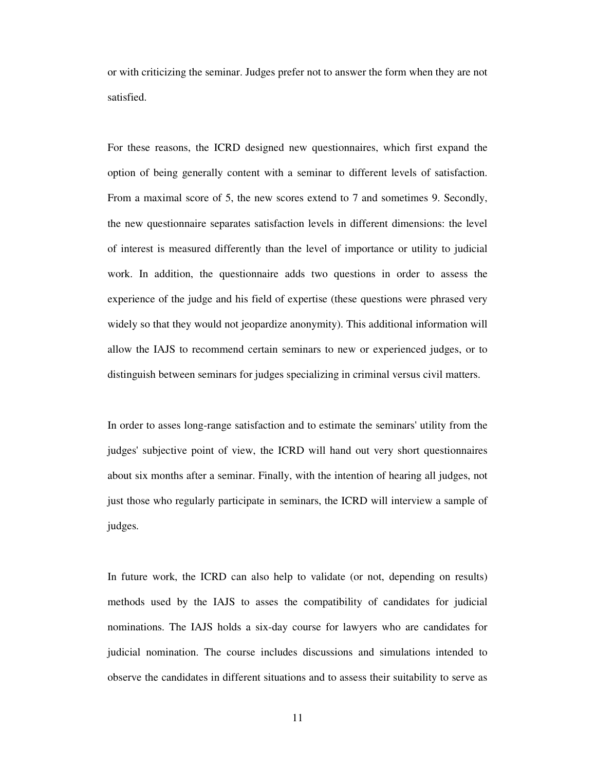or with criticizing the seminar. Judges prefer not to answer the form when they are not satisfied.

For these reasons, the ICRD designed new questionnaires, which first expand the option of being generally content with a seminar to different levels of satisfaction. From a maximal score of 5, the new scores extend to 7 and sometimes 9. Secondly, the new questionnaire separates satisfaction levels in different dimensions: the level of interest is measured differently than the level of importance or utility to judicial work. In addition, the questionnaire adds two questions in order to assess the experience of the judge and his field of expertise (these questions were phrased very widely so that they would not jeopardize anonymity). This additional information will allow the IAJS to recommend certain seminars to new or experienced judges, or to distinguish between seminars for judges specializing in criminal versus civil matters.

In order to asses long-range satisfaction and to estimate the seminars' utility from the judges' subjective point of view, the ICRD will hand out very short questionnaires about six months after a seminar. Finally, with the intention of hearing all judges, not just those who regularly participate in seminars, the ICRD will interview a sample of judges.

In future work, the ICRD can also help to validate (or not, depending on results) methods used by the IAJS to asses the compatibility of candidates for judicial nominations. The IAJS holds a six-day course for lawyers who are candidates for judicial nomination. The course includes discussions and simulations intended to observe the candidates in different situations and to assess their suitability to serve as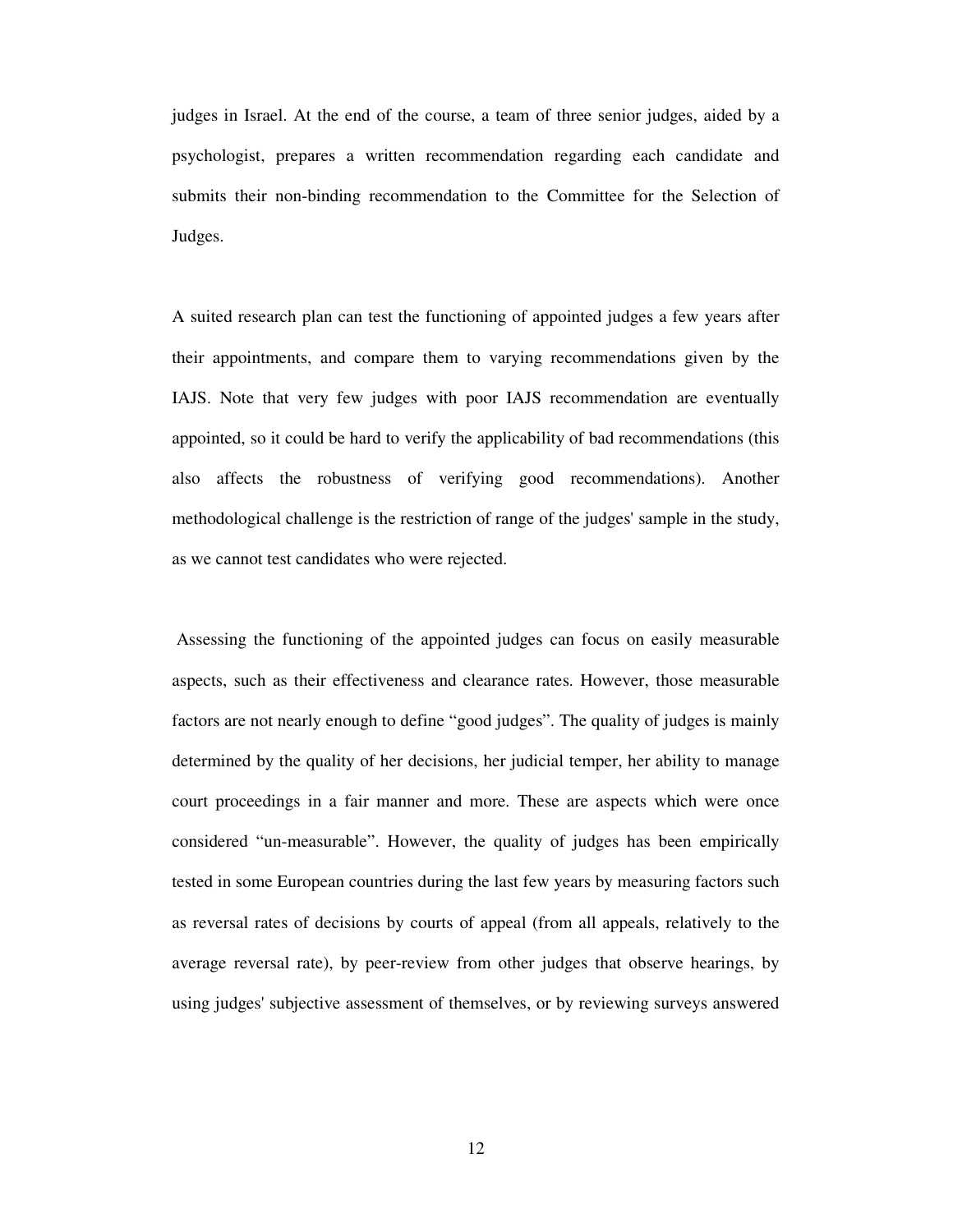judges in Israel. At the end of the course, a team of three senior judges, aided by a psychologist, prepares a written recommendation regarding each candidate and submits their non-binding recommendation to the Committee for the Selection of Judges.

A suited research plan can test the functioning of appointed judges a few years after their appointments, and compare them to varying recommendations given by the IAJS. Note that very few judges with poor IAJS recommendation are eventually appointed, so it could be hard to verify the applicability of bad recommendations (this also affects the robustness of verifying good recommendations). Another methodological challenge is the restriction of range of the judges' sample in the study, as we cannot test candidates who were rejected.

Assessing the functioning of the appointed judges can focus on easily measurable aspects, such as their effectiveness and clearance rates. However, those measurable factors are not nearly enough to define "good judges". The quality of judges is mainly determined by the quality of her decisions, her judicial temper, her ability to manage court proceedings in a fair manner and more. These are aspects which were once considered "un-measurable". However, the quality of judges has been empirically tested in some European countries during the last few years by measuring factors such as reversal rates of decisions by courts of appeal (from all appeals, relatively to the average reversal rate), by peer-review from other judges that observe hearings, by using judges' subjective assessment of themselves, or by reviewing surveys answered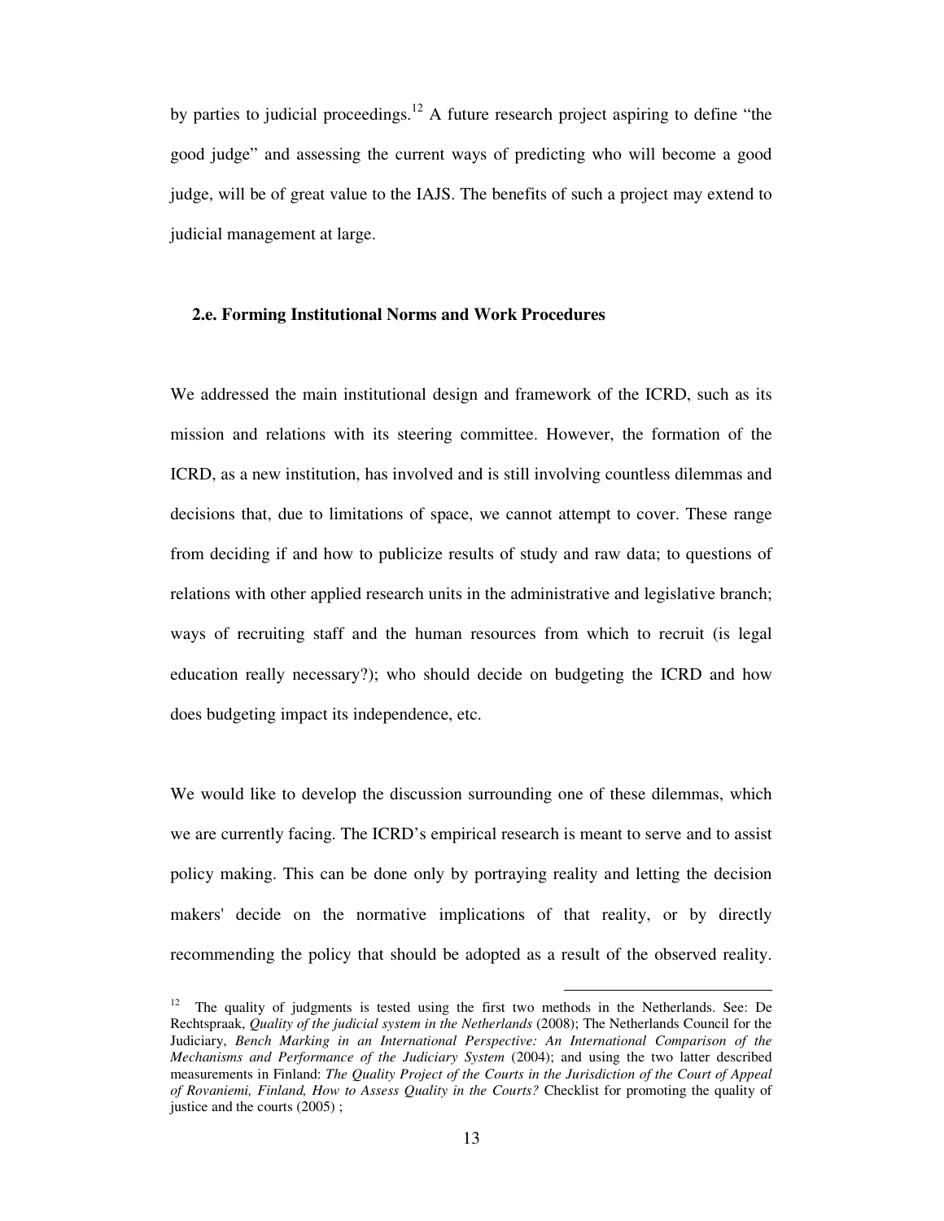by parties to judicial proceedings.[12] A future research project aspiring to define "the good judge" and assessing the current ways of predicting who will become a good judge, will be of great value to the IAJS. The benefits of such a project may extend to judicial management at large.

### 2.e. Forming Institutional Norms and Work Procedures

We addressed the main institutional design and framework of the ICRD, such as its mission and relations with its steering committee. However, the formation of the ICRD, as a new institution, has involved and is still involving countless dilemmas and decisions that, due to limitations of space, we cannot attempt to cover. These range from deciding if and how to publicize results of study and raw data; to questions of relations with other applied research units in the administrative and legislative branch; ways of recruiting staff and the human resources from which to recruit (is legal education really necessary?); who should decide on budgeting the ICRD and how does budgeting impact its independence, etc.

We would like to develop the discussion surrounding one of these dilemmas, which we are currently facing. The ICRD's empirical research is meant to serve and to assist policy making. This can be done only by portraying reality and letting the decision makers' decide on the normative implications of that reality, or by directly recommending the policy that should be adopted as a result of the observed reality.

---

[12] The quality of judgments is tested using the first two methods in the Netherlands. See: De Rechtspraak, *Quality of the judicial system in the Netherlands* (2008); The Netherlands Council for the Judiciary, *Bench Marking in an International Perspective: An International Comparison of the Mechanisms and Performance of the Judiciary System* (2004); and using the two latter described measurements in Finland: *The Quality Project of the Courts in the Jurisdiction of the Court of Appeal of Rovaniemi, Finland, How to Assess Quality in the Courts?* Checklist for promoting the quality of justice and the courts (2005) ;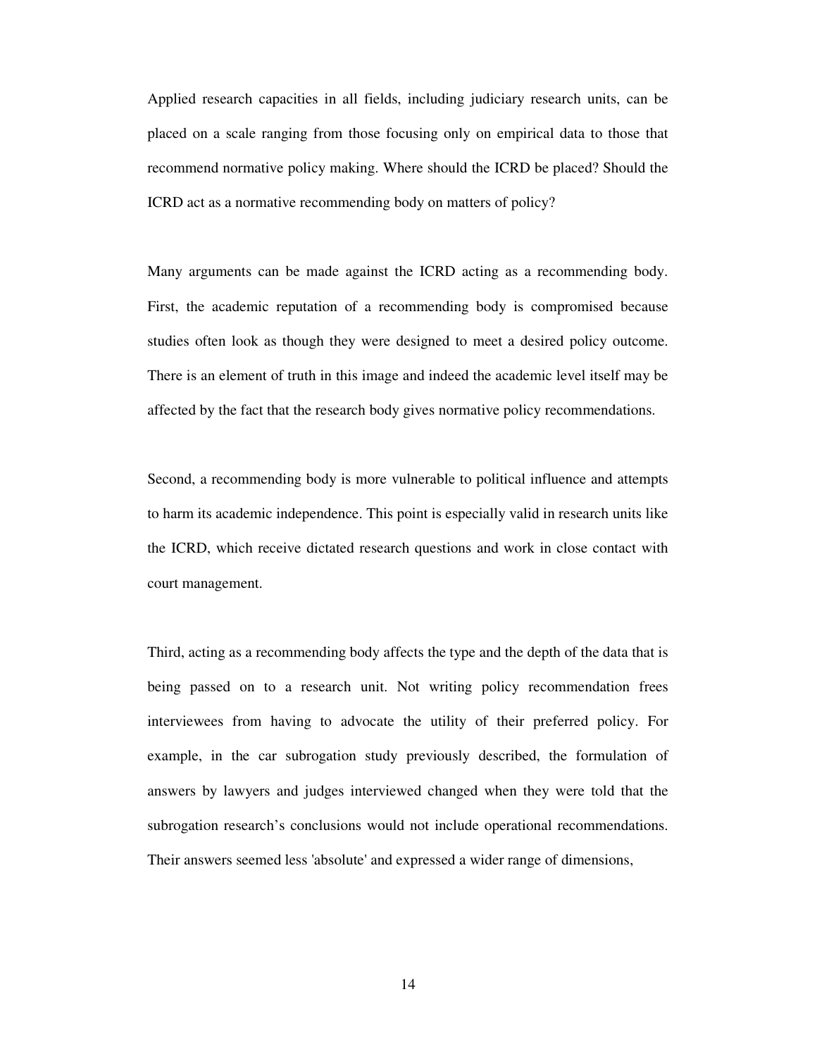Applied research capacities in all fields, including judiciary research units, can be placed on a scale ranging from those focusing only on empirical data to those that recommend normative policy making. Where should the ICRD be placed? Should the ICRD act as a normative recommending body on matters of policy?

Many arguments can be made against the ICRD acting as a recommending body. First, the academic reputation of a recommending body is compromised because studies often look as though they were designed to meet a desired policy outcome. There is an element of truth in this image and indeed the academic level itself may be affected by the fact that the research body gives normative policy recommendations.

Second, a recommending body is more vulnerable to political influence and attempts to harm its academic independence. This point is especially valid in research units like the ICRD, which receive dictated research questions and work in close contact with court management.

Third, acting as a recommending body affects the type and the depth of the data that is being passed on to a research unit. Not writing policy recommendation frees interviewees from having to advocate the utility of their preferred policy. For example, in the car subrogation study previously described, the formulation of answers by lawyers and judges interviewed changed when they were told that the subrogation research's conclusions would not include operational recommendations. Their answers seemed less 'absolute' and expressed a wider range of dimensions,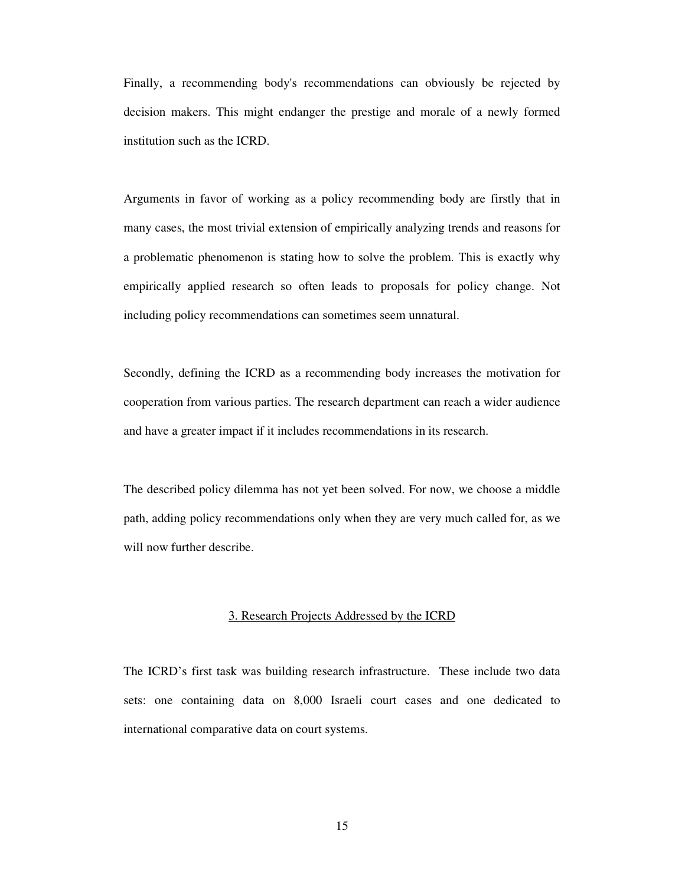Finally, a recommending body's recommendations can obviously be rejected by decision makers. This might endanger the prestige and morale of a newly formed institution such as the ICRD.

Arguments in favor of working as a policy recommending body are firstly that in many cases, the most trivial extension of empirically analyzing trends and reasons for a problematic phenomenon is stating how to solve the problem. This is exactly why empirically applied research so often leads to proposals for policy change. Not including policy recommendations can sometimes seem unnatural.

Secondly, defining the ICRD as a recommending body increases the motivation for cooperation from various parties. The research department can reach a wider audience and have a greater impact if it includes recommendations in its research.

The described policy dilemma has not yet been solved. For now, we choose a middle path, adding policy recommendations only when they are very much called for, as we will now further describe.

## 3. Research Projects Addressed by the ICRD

The ICRD's first task was building research infrastructure. These include two data sets: one containing data on 8,000 Israeli court cases and one dedicated to international comparative data on court systems.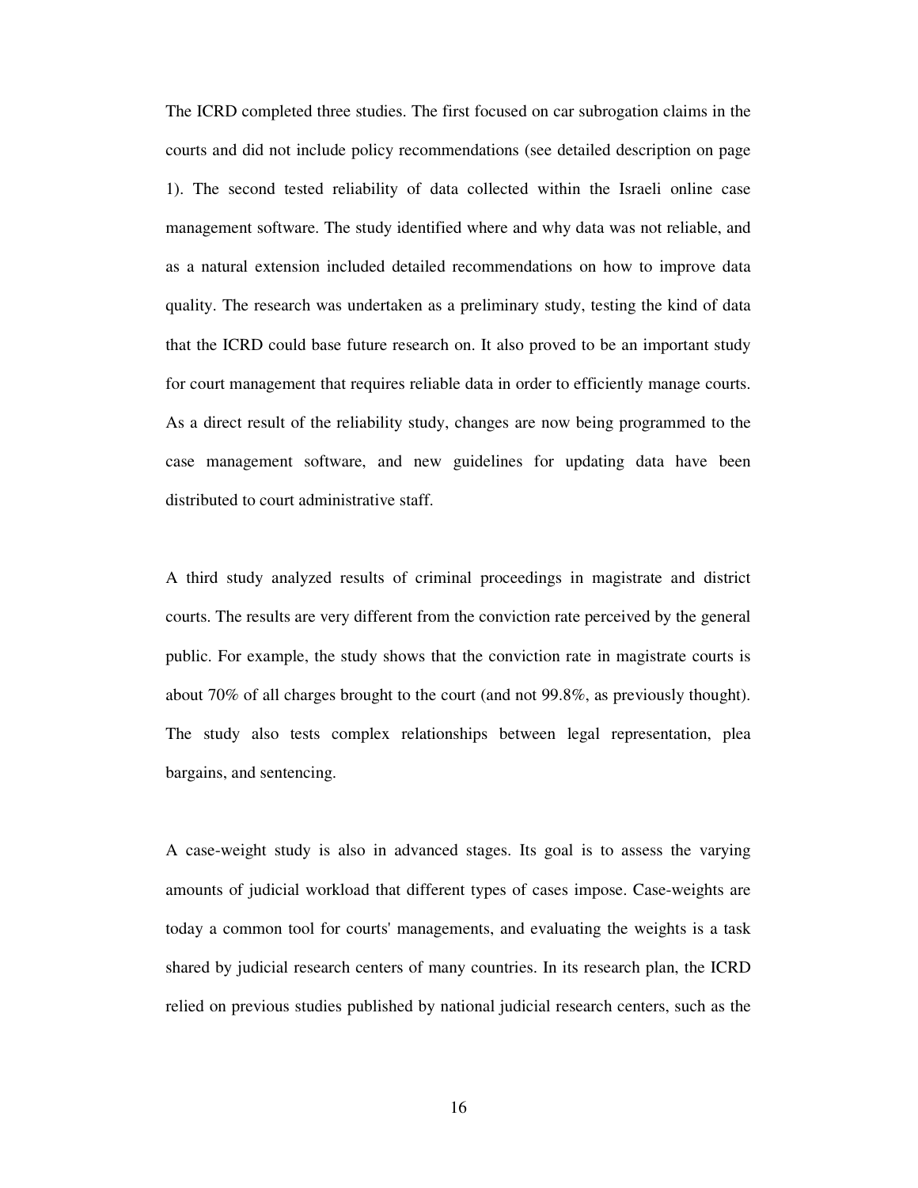The ICRD completed three studies. The first focused on car subrogation claims in the courts and did not include policy recommendations (see detailed description on page 1). The second tested reliability of data collected within the Israeli online case management software. The study identified where and why data was not reliable, and as a natural extension included detailed recommendations on how to improve data quality. The research was undertaken as a preliminary study, testing the kind of data that the ICRD could base future research on. It also proved to be an important study for court management that requires reliable data in order to efficiently manage courts. As a direct result of the reliability study, changes are now being programmed to the case management software, and new guidelines for updating data have been distributed to court administrative staff.

A third study analyzed results of criminal proceedings in magistrate and district courts. The results are very different from the conviction rate perceived by the general public. For example, the study shows that the conviction rate in magistrate courts is about 70% of all charges brought to the court (and not 99.8%, as previously thought). The study also tests complex relationships between legal representation, plea bargains, and sentencing.

A case-weight study is also in advanced stages. Its goal is to assess the varying amounts of judicial workload that different types of cases impose. Case-weights are today a common tool for courts' managements, and evaluating the weights is a task shared by judicial research centers of many countries. In its research plan, the ICRD relied on previous studies published by national judicial research centers, such as the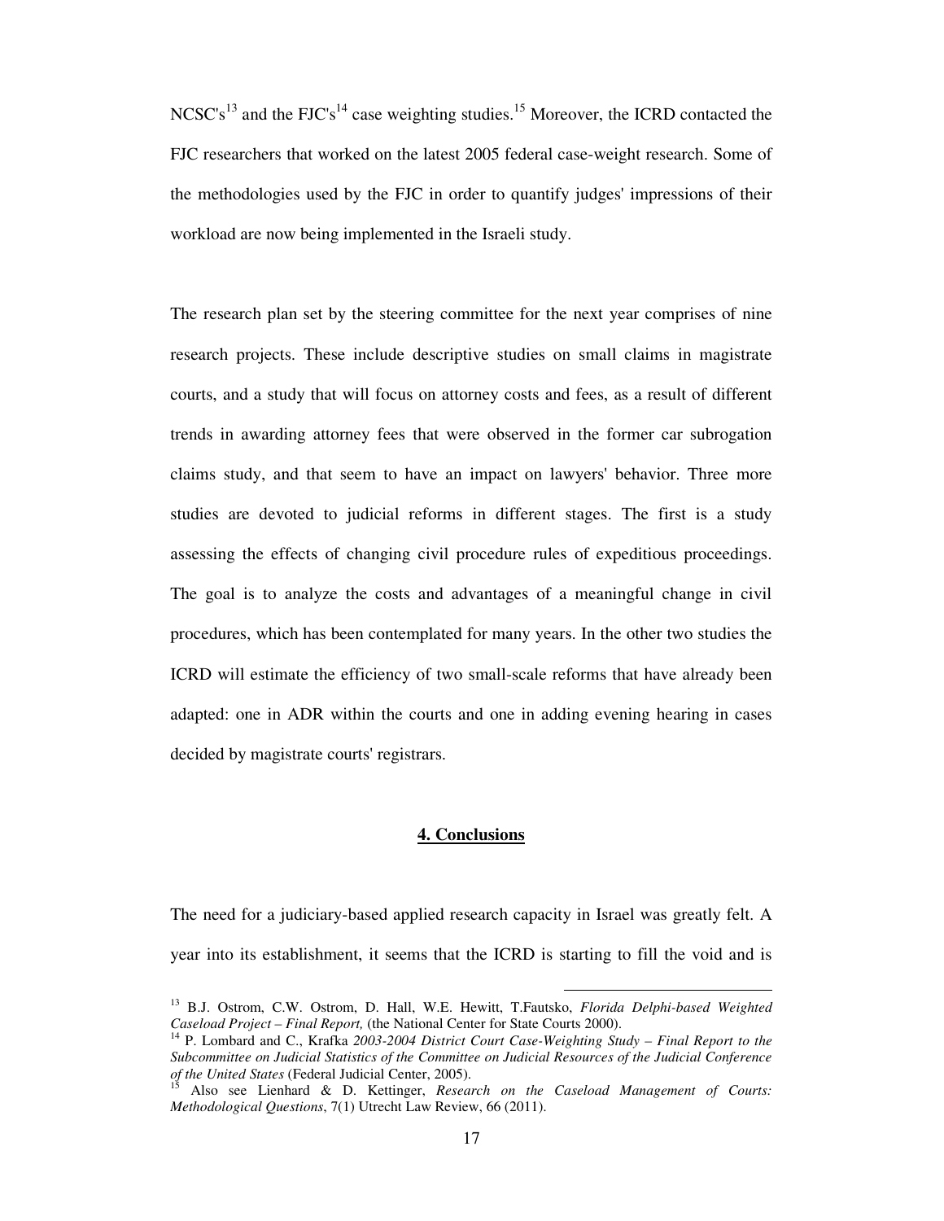NCSC's[13] and the FJC's[14] case weighting studies.[15] Moreover, the ICRD contacted the FJC researchers that worked on the latest 2005 federal case-weight research. Some of the methodologies used by the FJC in order to quantify judges' impressions of their workload are now being implemented in the Israeli study.

The research plan set by the steering committee for the next year comprises of nine research projects. These include descriptive studies on small claims in magistrate courts, and a study that will focus on attorney costs and fees, as a result of different trends in awarding attorney fees that were observed in the former car subrogation claims study, and that seem to have an impact on lawyers' behavior. Three more studies are devoted to judicial reforms in different stages. The first is a study assessing the effects of changing civil procedure rules of expeditious proceedings. The goal is to analyze the costs and advantages of a meaningful change in civil procedures, which has been contemplated for many years. In the other two studies the ICRD will estimate the efficiency of two small-scale reforms that have already been adapted: one in ADR within the courts and one in adding evening hearing in cases decided by magistrate courts' registrars.

## 4. Conclusions

The need for a judiciary-based applied research capacity in Israel was greatly felt. A year into its establishment, it seems that the ICRD is starting to fill the void and is

---

[13] B.J. Ostrom, C.W. Ostrom, D. Hall, W.E. Hewitt, T.Fautsko, *Florida Delphi-based Weighted Caseload Project – Final Report,* (the National Center for State Courts 2000).

[14] P. Lombard and C., Krafka *2003-2004 District Court Case-Weighting Study – Final Report to the Subcommittee on Judicial Statistics of the Committee on Judicial Resources of the Judicial Conference of the United States* (Federal Judicial Center, 2005).

[15] Also see Lienhard & D. Kettinger, *Research on the Caseload Management of Courts: Methodological Questions*, 7(1) Utrecht Law Review, 66 (2011).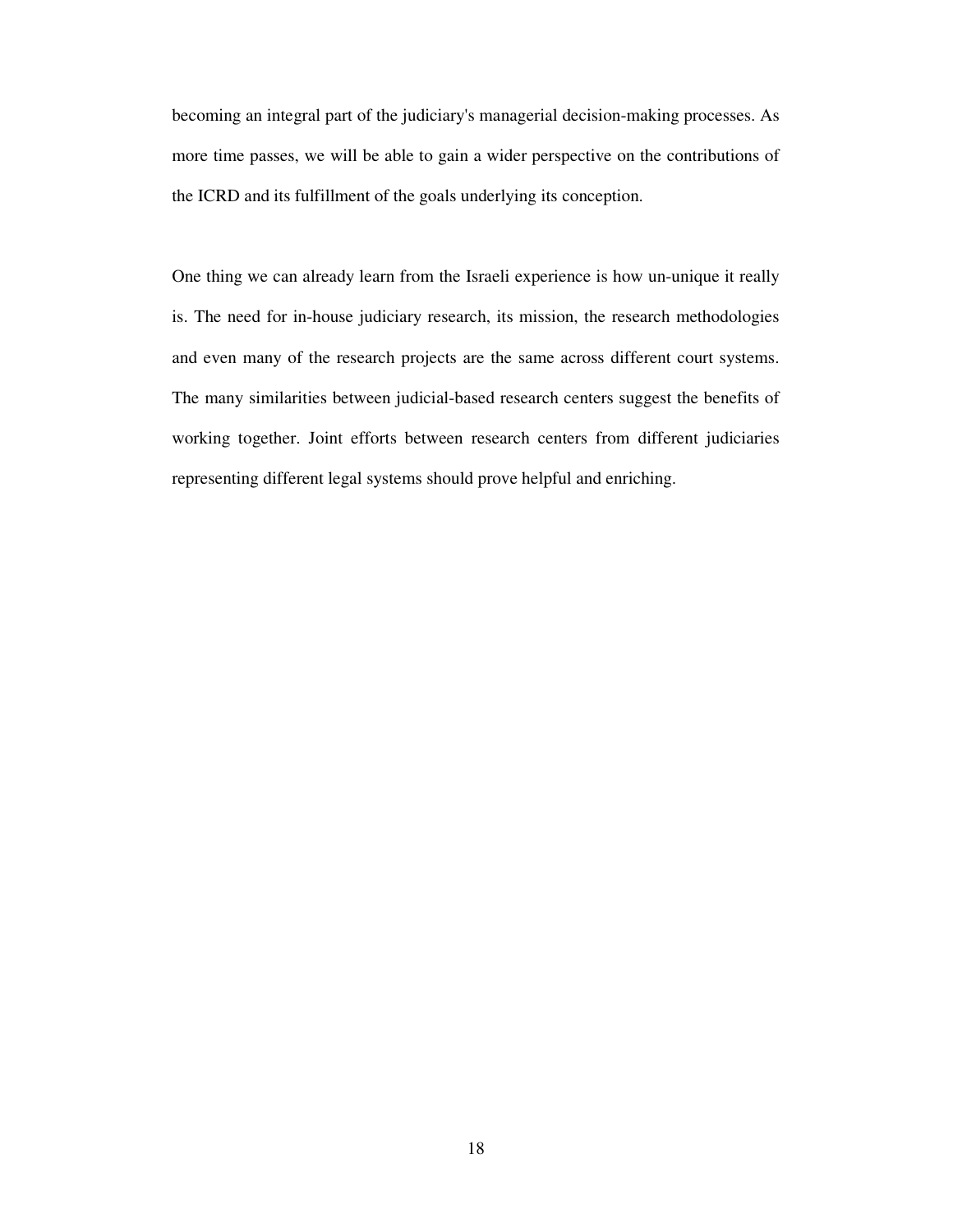becoming an integral part of the judiciary's managerial decision-making processes. As more time passes, we will be able to gain a wider perspective on the contributions of the ICRD and its fulfillment of the goals underlying its conception.

One thing we can already learn from the Israeli experience is how un-unique it really is. The need for in-house judiciary research, its mission, the research methodologies and even many of the research projects are the same across different court systems. The many similarities between judicial-based research centers suggest the benefits of working together. Joint efforts between research centers from different judiciaries representing different legal systems should prove helpful and enriching.